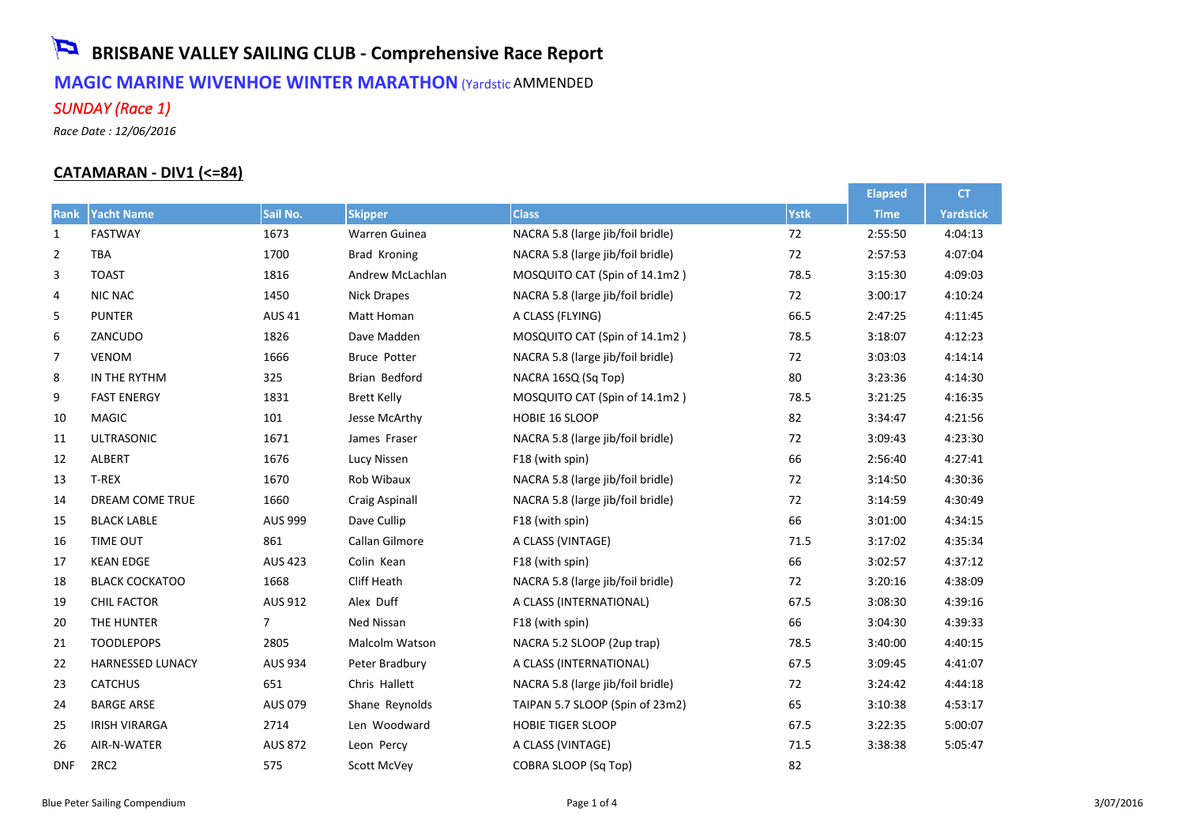# BRISBANE VALLEY SAILING CLUB - Comprehensive Race Report

## MAGIC MARINE WIVENHOE WINTER MARATHON (Yardstic AMMENDED

### *SUNDAY (Race 1)*

*Race Date : 12/06/2016*

### CATAMARAN - DIV1 (<=84)

| Rank | Yacht Name | Sail No. | Skipper | Class | Ystk | Elapsed Time | CT Yardstick |
|---|---|---|---|---|---|---|---|
| 1 | FASTWAY | 1673 | Warren Guinea | NACRA 5.8 (large jib/foil bridle) | 72 | 2:55:50 | 4:04:13 |
| 2 | TBA | 1700 | Brad Kroning | NACRA 5.8 (large jib/foil bridle) | 72 | 2:57:53 | 4:07:04 |
| 3 | TOAST | 1816 | Andrew McLachlan | MOSQUITO CAT (Spin of 14.1m2 ) | 78.5 | 3:15:30 | 4:09:03 |
| 4 | NIC NAC | 1450 | Nick Drapes | NACRA 5.8 (large jib/foil bridle) | 72 | 3:00:17 | 4:10:24 |
| 5 | PUNTER | AUS 41 | Matt Homan | A CLASS (FLYING) | 66.5 | 2:47:25 | 4:11:45 |
| 6 | ZANCUDO | 1826 | Dave Madden | MOSQUITO CAT (Spin of 14.1m2 ) | 78.5 | 3:18:07 | 4:12:23 |
| 7 | VENOM | 1666 | Bruce Potter | NACRA 5.8 (large jib/foil bridle) | 72 | 3:03:03 | 4:14:14 |
| 8 | IN THE RYTHM | 325 | Brian Bedford | NACRA 16SQ (Sq Top) | 80 | 3:23:36 | 4:14:30 |
| 9 | FAST ENERGY | 1831 | Brett Kelly | MOSQUITO CAT (Spin of 14.1m2 ) | 78.5 | 3:21:25 | 4:16:35 |
| 10 | MAGIC | 101 | Jesse McArthy | HOBIE 16 SLOOP | 82 | 3:34:47 | 4:21:56 |
| 11 | ULTRASONIC | 1671 | James Fraser | NACRA 5.8 (large jib/foil bridle) | 72 | 3:09:43 | 4:23:30 |
| 12 | ALBERT | 1676 | Lucy Nissen | F18 (with spin) | 66 | 2:56:40 | 4:27:41 |
| 13 | T-REX | 1670 | Rob Wibaux | NACRA 5.8 (large jib/foil bridle) | 72 | 3:14:50 | 4:30:36 |
| 14 | DREAM COME TRUE | 1660 | Craig Aspinall | NACRA 5.8 (large jib/foil bridle) | 72 | 3:14:59 | 4:30:49 |
| 15 | BLACK LABLE | AUS 999 | Dave Cullip | F18 (with spin) | 66 | 3:01:00 | 4:34:15 |
| 16 | TIME OUT | 861 | Callan Gilmore | A CLASS (VINTAGE) | 71.5 | 3:17:02 | 4:35:34 |
| 17 | KEAN EDGE | AUS 423 | Colin Kean | F18 (with spin) | 66 | 3:02:57 | 4:37:12 |
| 18 | BLACK COCKATOO | 1668 | Cliff Heath | NACRA 5.8 (large jib/foil bridle) | 72 | 3:20:16 | 4:38:09 |
| 19 | CHIL FACTOR | AUS 912 | Alex Duff | A CLASS (INTERNATIONAL) | 67.5 | 3:08:30 | 4:39:16 |
| 20 | THE HUNTER | 7 | Ned Nissan | F18 (with spin) | 66 | 3:04:30 | 4:39:33 |
| 21 | TOODLEPOPS | 2805 | Malcolm Watson | NACRA 5.2 SLOOP (2up trap) | 78.5 | 3:40:00 | 4:40:15 |
| 22 | HARNESSED LUNACY | AUS 934 | Peter Bradbury | A CLASS (INTERNATIONAL) | 67.5 | 3:09:45 | 4:41:07 |
| 23 | CATCHUS | 651 | Chris Hallett | NACRA 5.8 (large jib/foil bridle) | 72 | 3:24:42 | 4:44:18 |
| 24 | BARGE ARSE | AUS 079 | Shane Reynolds | TAIPAN 5.7 SLOOP (Spin of 23m2) | 65 | 3:10:38 | 4:53:17 |
| 25 | IRISH VIRARGA | 2714 | Len Woodward | HOBIE TIGER SLOOP | 67.5 | 3:22:35 | 5:00:07 |
| 26 | AIR-N-WATER | AUS 872 | Leon Percy | A CLASS (VINTAGE) | 71.5 | 3:38:38 | 5:05:47 |
| DNF | 2RC2 | 575 | Scott McVey | COBRA SLOOP (Sq Top) | 82 | | |

Blue Peter Sailing Compendium 3/07/2016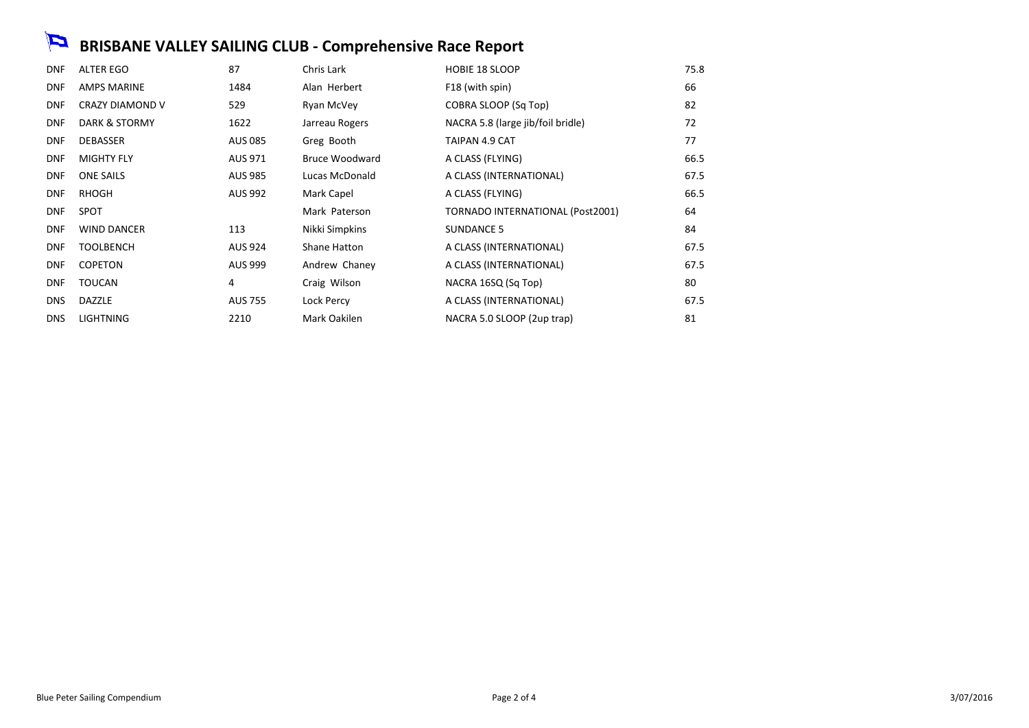# BRISBANE VALLEY SAILING CLUB - Comprehensive Race Report

| | | | | | |
|---|---|---|---|---|---|
| DNF | ALTER EGO | 87 | Chris Lark | HOBIE 18 SLOOP | 75.8 |
| DNF | AMPS MARINE | 1484 | Alan Herbert | F18 (with spin) | 66 |
| DNF | CRAZY DIAMOND V | 529 | Ryan McVey | COBRA SLOOP (Sq Top) | 82 |
| DNF | DARK & STORMY | 1622 | Jarreau Rogers | NACRA 5.8 (large jib/foil bridle) | 72 |
| DNF | DEBASSER | AUS 085 | Greg Booth | TAIPAN 4.9 CAT | 77 |
| DNF | MIGHTY FLY | AUS 971 | Bruce Woodward | A CLASS (FLYING) | 66.5 |
| DNF | ONE SAILS | AUS 985 | Lucas McDonald | A CLASS (INTERNATIONAL) | 67.5 |
| DNF | RHOGH | AUS 992 | Mark Capel | A CLASS (FLYING) | 66.5 |
| DNF | SPOT | | Mark Paterson | TORNADO INTERNATIONAL (Post2001) | 64 |
| DNF | WIND DANCER | 113 | Nikki Simpkins | SUNDANCE 5 | 84 |
| DNF | TOOLBENCH | AUS 924 | Shane Hatton | A CLASS (INTERNATIONAL) | 67.5 |
| DNF | COPETON | AUS 999 | Andrew Chaney | A CLASS (INTERNATIONAL) | 67.5 |
| DNF | TOUCAN | 4 | Craig Wilson | NACRA 16SQ (Sq Top) | 80 |
| DNS | DAZZLE | AUS 755 | Lock Percy | A CLASS (INTERNATIONAL) | 67.5 |
| DNS | LIGHTNING | 2210 | Mark Oakilen | NACRA 5.0 SLOOP (2up trap) | 81 |

Blue Peter Sailing Compendium 3/07/2016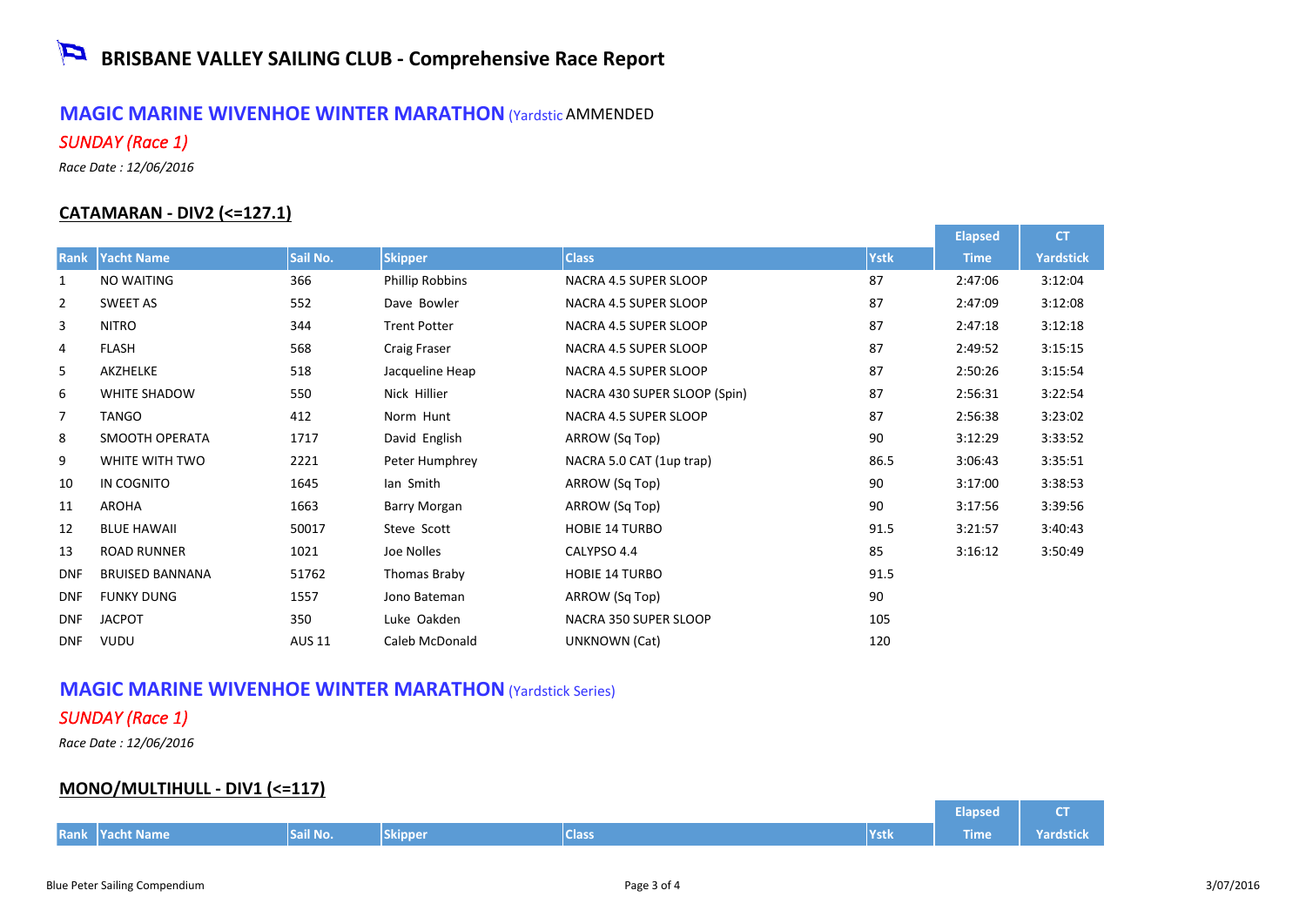# BRISBANE VALLEY SAILING CLUB - Comprehensive Race Report

## MAGIC MARINE WIVENHOE WINTER MARATHON (Yardstic AMMENDED

### *SUNDAY (Race 1)*

*Race Date : 12/06/2016*

### CATAMARAN - DIV2 (<=127.1)

| Rank | Yacht Name | Sail No. | Skipper | Class | Ystk | Elapsed Time | CT Yardstick |
|---|---|---|---|---|---|---|---|
| 1 | NO WAITING | 366 | Phillip Robbins | NACRA 4.5 SUPER SLOOP | 87 | 2:47:06 | 3:12:04 |
| 2 | SWEET AS | 552 | Dave Bowler | NACRA 4.5 SUPER SLOOP | 87 | 2:47:09 | 3:12:08 |
| 3 | NITRO | 344 | Trent Potter | NACRA 4.5 SUPER SLOOP | 87 | 2:47:18 | 3:12:18 |
| 4 | FLASH | 568 | Craig Fraser | NACRA 4.5 SUPER SLOOP | 87 | 2:49:52 | 3:15:15 |
| 5 | AKZHELKE | 518 | Jacqueline Heap | NACRA 4.5 SUPER SLOOP | 87 | 2:50:26 | 3:15:54 |
| 6 | WHITE SHADOW | 550 | Nick Hillier | NACRA 430 SUPER SLOOP (Spin) | 87 | 2:56:31 | 3:22:54 |
| 7 | TANGO | 412 | Norm Hunt | NACRA 4.5 SUPER SLOOP | 87 | 2:56:38 | 3:23:02 |
| 8 | SMOOTH OPERATA | 1717 | David English | ARROW (Sq Top) | 90 | 3:12:29 | 3:33:52 |
| 9 | WHITE WITH TWO | 2221 | Peter Humphrey | NACRA 5.0 CAT (1up trap) | 86.5 | 3:06:43 | 3:35:51 |
| 10 | IN COGNITO | 1645 | Ian Smith | ARROW (Sq Top) | 90 | 3:17:00 | 3:38:53 |
| 11 | AROHA | 1663 | Barry Morgan | ARROW (Sq Top) | 90 | 3:17:56 | 3:39:56 |
| 12 | BLUE HAWAII | 50017 | Steve Scott | HOBIE 14 TURBO | 91.5 | 3:21:57 | 3:40:43 |
| 13 | ROAD RUNNER | 1021 | Joe Nolles | CALYPSO 4.4 | 85 | 3:16:12 | 3:50:49 |
| DNF | BRUISED BANNANA | 51762 | Thomas Braby | HOBIE 14 TURBO | 91.5 | | |
| DNF | FUNKY DUNG | 1557 | Jono Bateman | ARROW (Sq Top) | 90 | | |
| DNF | JACPOT | 350 | Luke Oakden | NACRA 350 SUPER SLOOP | 105 | | |
| DNF | VUDU | AUS 11 | Caleb McDonald | UNKNOWN (Cat) | 120 | | |

## MAGIC MARINE WIVENHOE WINTER MARATHON (Yardstick Series)

### *SUNDAY (Race 1)*

*Race Date : 12/06/2016*

### MONO/MULTIHULL - DIV1 (<=117)

| Rank | Yacht Name | Sail No. | Skipper | Class | Ystk | Elapsed Time | CT Yardstick |
|---|---|---|---|---|---|---|---|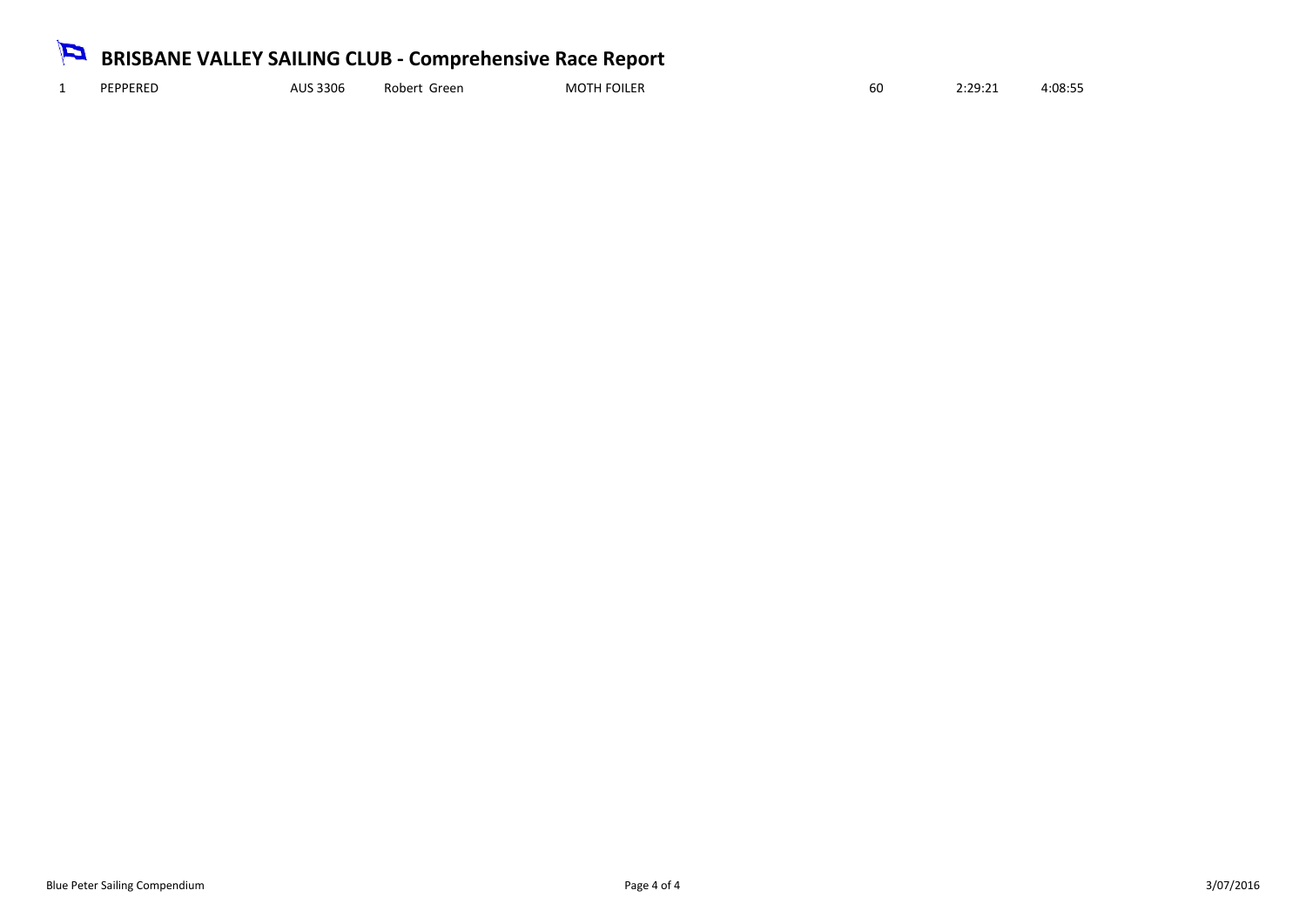# BRISBANE VALLEY SAILING CLUB - Comprehensive Race Report

| | | | | | | | |
|---|---|---|---|---|---|---|---|
| 1 | PEPPERED | AUS 3306 | Robert Green | MOTH FOILER | 60 | 2:29:21 | 4:08:55 |

Blue Peter Sailing Compendium

3/07/2016